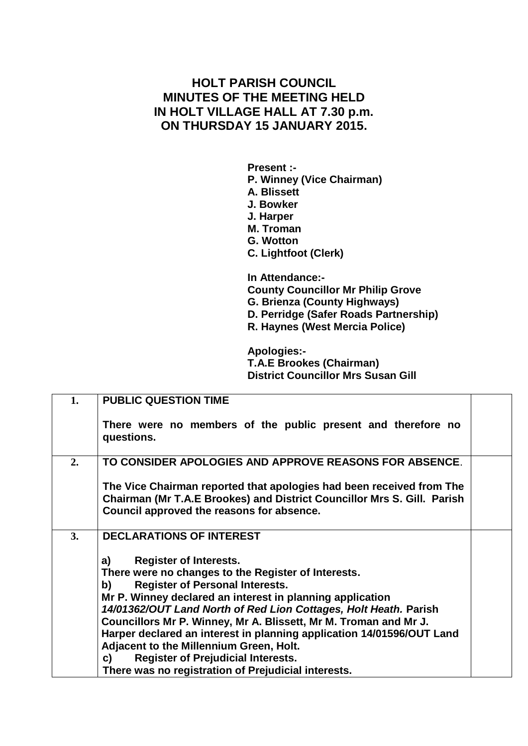# HOLT PARISH COUNCIL
# MINUTES OF THE MEETING HELD
# IN HOLT VILLAGE HALL AT 7.30 p.m.
# ON THURSDAY 15 JANUARY 2015.

**Present :-**
**P. Winney (Vice Chairman)**
**A. Blissett**
**J. Bowker**
**J. Harper**
**M. Troman**
**G. Wotton**
**C. Lightfoot (Clerk)**

**In Attendance:-**
**County Councillor Mr Philip Grove**
**G. Brienza (County Highways)**
**D. Perridge (Safer Roads Partnership)**
**R. Haynes (West Mercia Police)**

**Apologies:-**
**T.A.E Brookes (Chairman)**
**District Councillor Mrs Susan Gill**

| | | |
|---|---|---|
| **1.** | **PUBLIC QUESTION TIME**<br><br>**There were no members of the public present and therefore no questions.** | |
| **2.** | **TO CONSIDER APOLOGIES AND APPROVE REASONS FOR ABSENCE**.<br><br>**The Vice Chairman reported that apologies had been received from The Chairman (Mr T.A.E Brookes) and District Councillor Mrs S. Gill. Parish Council approved the reasons for absence.** | |
| **3.** | **DECLARATIONS OF INTEREST**<br><br>**a) Register of Interests.**<br>**There were no changes to the Register of Interests.**<br>**b) Register of Personal Interests.**<br>**Mr P. Winney declared an interest in planning application** ***14/01362/OUT Land North of Red Lion Cottages, Holt Heath.*** **Parish Councillors Mr P. Winney, Mr A. Blissett, Mr M. Troman and Mr J. Harper declared an interest in planning application 14/01596/OUT Land Adjacent to the Millennium Green, Holt.**<br>**c) Register of Prejudicial Interests.**<br>**There was no registration of Prejudicial interests.** | |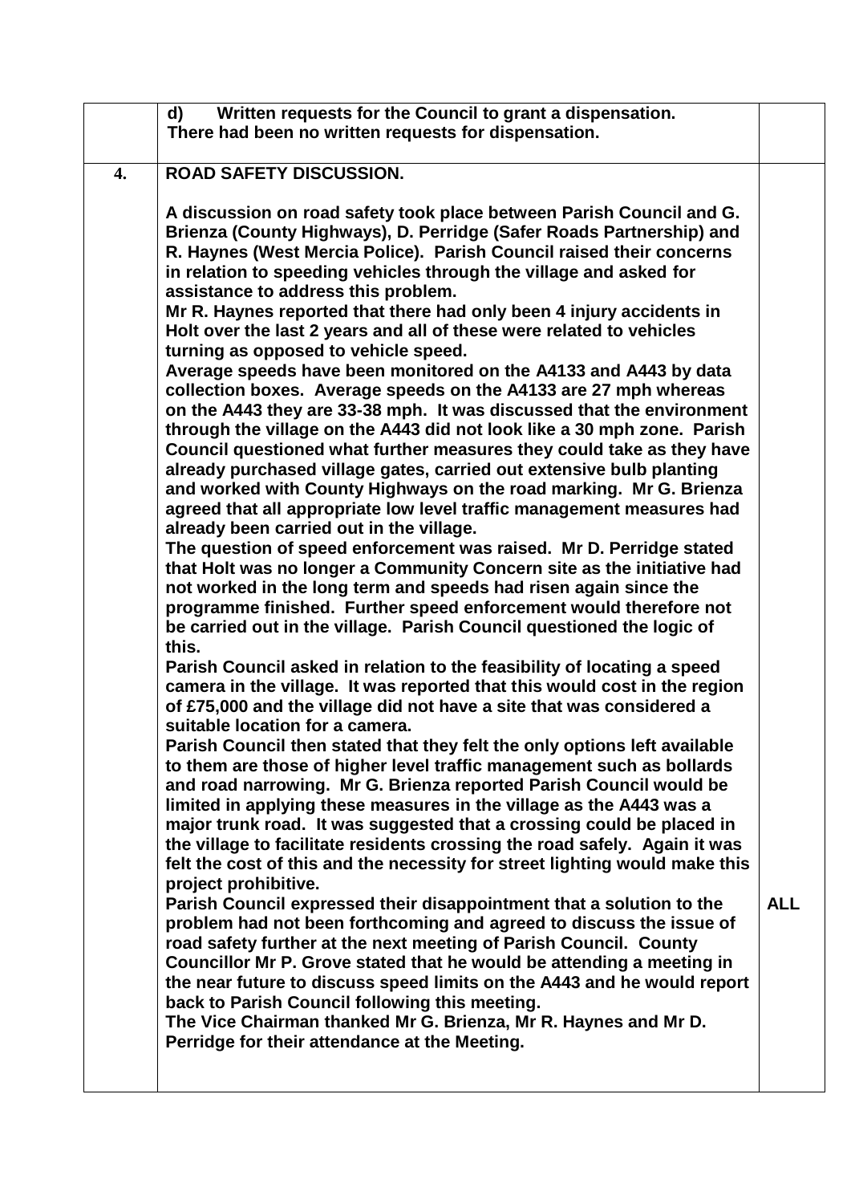| | **d) Written requests for the Council to grant a dispensation.**<br>**There had been no written requests for dispensation.** | |
|---|---|---|
| **4.** | **ROAD SAFETY DISCUSSION.**<br><br>**A discussion on road safety took place between Parish Council and G. Brienza (County Highways), D. Perridge (Safer Roads Partnership) and R. Haynes (West Mercia Police). Parish Council raised their concerns in relation to speeding vehicles through the village and asked for assistance to address this problem.**<br>**Mr R. Haynes reported that there had only been 4 injury accidents in Holt over the last 2 years and all of these were related to vehicles turning as opposed to vehicle speed.**<br>**Average speeds have been monitored on the A4133 and A443 by data collection boxes. Average speeds on the A4133 are 27 mph whereas on the A443 they are 33-38 mph. It was discussed that the environment through the village on the A443 did not look like a 30 mph zone. Parish Council questioned what further measures they could take as they have already purchased village gates, carried out extensive bulb planting and worked with County Highways on the road marking. Mr G. Brienza agreed that all appropriate low level traffic management measures had already been carried out in the village.**<br>**The question of speed enforcement was raised. Mr D. Perridge stated that Holt was no longer a Community Concern site as the initiative had not worked in the long term and speeds had risen again since the programme finished. Further speed enforcement would therefore not be carried out in the village. Parish Council questioned the logic of this.**<br>**Parish Council asked in relation to the feasibility of locating a speed camera in the village. It was reported that this would cost in the region of £75,000 and the village did not have a site that was considered a suitable location for a camera.**<br>**Parish Council then stated that they felt the only options left available to them are those of higher level traffic management such as bollards and road narrowing. Mr G. Brienza reported Parish Council would be limited in applying these measures in the village as the A443 was a major trunk road. It was suggested that a crossing could be placed in the village to facilitate residents crossing the road safely. Again it was felt the cost of this and the necessity for street lighting would make this project prohibitive.**<br>**Parish Council expressed their disappointment that a solution to the problem had not been forthcoming and agreed to discuss the issue of road safety further at the next meeting of Parish Council. County Councillor Mr P. Grove stated that he would be attending a meeting in the near future to discuss speed limits on the A443 and he would report back to Parish Council following this meeting.**<br>**The Vice Chairman thanked Mr G. Brienza, Mr R. Haynes and Mr D. Perridge for their attendance at the Meeting.** | **ALL** |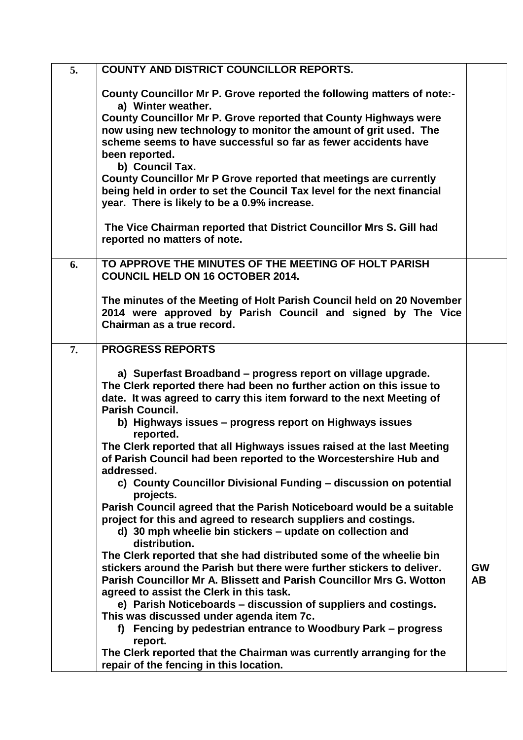| | | |
|---|---|---|
| **5.** | **COUNTY AND DISTRICT COUNCILLOR REPORTS.**<br><br>**County Councillor Mr P. Grove reported the following matters of note:-**<br>**a) Winter weather.**<br>**County Councillor Mr P. Grove reported that County Highways were now using new technology to monitor the amount of grit used. The scheme seems to have successful so far as fewer accidents have been reported.**<br>**b) Council Tax.**<br>**County Councillor Mr P Grove reported that meetings are currently being held in order to set the Council Tax level for the next financial year. There is likely to be a 0.9% increase.**<br><br>**The Vice Chairman reported that District Councillor Mrs S. Gill had reported no matters of note.** | |
| **6.** | **TO APPROVE THE MINUTES OF THE MEETING OF HOLT PARISH COUNCIL HELD ON 16 OCTOBER 2014.**<br><br>**The minutes of the Meeting of Holt Parish Council held on 20 November 2014 were approved by Parish Council and signed by The Vice Chairman as a true record.** | |
| **7.** | **PROGRESS REPORTS**<br><br>**a) Superfast Broadband – progress report on village upgrade.**<br>**The Clerk reported there had been no further action on this issue to date. It was agreed to carry this item forward to the next Meeting of Parish Council.**<br>**b) Highways issues – progress report on Highways issues reported.**<br>**The Clerk reported that all Highways issues raised at the last Meeting of Parish Council had been reported to the Worcestershire Hub and addressed.**<br>**c) County Councillor Divisional Funding – discussion on potential projects.**<br>**Parish Council agreed that the Parish Noticeboard would be a suitable project for this and agreed to research suppliers and costings.**<br>**d) 30 mph wheelie bin stickers – update on collection and distribution.**<br>**The Clerk reported that she had distributed some of the wheelie bin stickers around the Parish but there were further stickers to deliver. Parish Councillor Mr A. Blissett and Parish Councillor Mrs G. Wotton agreed to assist the Clerk in this task.**<br>**e) Parish Noticeboards – discussion of suppliers and costings.**<br>**This was discussed under agenda item 7c.**<br>**f) Fencing by pedestrian entrance to Woodbury Park – progress report.**<br>**The Clerk reported that the Chairman was currently arranging for the repair of the fencing in this location.** | **GW**<br>**AB** |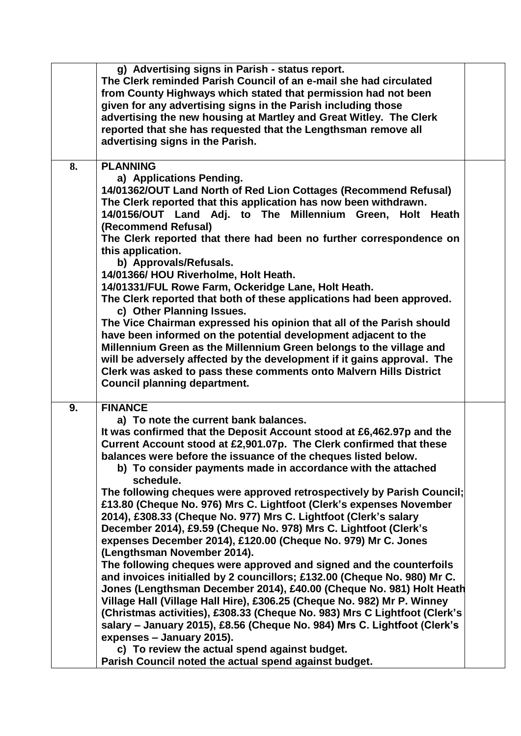| | | |
|---|---|---|
| | **g) Advertising signs in Parish - status report.**<br>**The Clerk reminded Parish Council of an e-mail she had circulated from County Highways which stated that permission had not been given for any advertising signs in the Parish including those advertising the new housing at Martley and Great Witley. The Clerk reported that she has requested that the Lengthsman remove all advertising signs in the Parish.** | |
| **8.** | **PLANNING**<br>**a) Applications Pending.**<br>**14/01362/OUT Land North of Red Lion Cottages (Recommend Refusal)**<br>**The Clerk reported that this application has now been withdrawn.**<br>**14/0156/OUT Land Adj. to The Millennium Green, Holt Heath (Recommend Refusal)**<br>**The Clerk reported that there had been no further correspondence on this application.**<br>**b) Approvals/Refusals.**<br>**14/01366/ HOU Riverholme, Holt Heath.**<br>**14/01331/FUL Rowe Farm, Ockeridge Lane, Holt Heath.**<br>**The Clerk reported that both of these applications had been approved.**<br>**c) Other Planning Issues.**<br>**The Vice Chairman expressed his opinion that all of the Parish should have been informed on the potential development adjacent to the Millennium Green as the Millennium Green belongs to the village and will be adversely affected by the development if it gains approval. The Clerk was asked to pass these comments onto Malvern Hills District Council planning department.** | |
| **9.** | **FINANCE**<br>**a) To note the current bank balances.**<br>**It was confirmed that the Deposit Account stood at £6,462.97p and the Current Account stood at £2,901.07p. The Clerk confirmed that these balances were before the issuance of the cheques listed below.**<br>**b) To consider payments made in accordance with the attached schedule.**<br>**The following cheques were approved retrospectively by Parish Council; £13.80 (Cheque No. 976) Mrs C. Lightfoot (Clerk's expenses November 2014), £308.33 (Cheque No. 977) Mrs C. Lightfoot (Clerk's salary December 2014), £9.59 (Cheque No. 978) Mrs C. Lightfoot (Clerk's expenses December 2014), £120.00 (Cheque No. 979) Mr C. Jones (Lengthsman November 2014).**<br>**The following cheques were approved and signed and the counterfoils and invoices initialled by 2 councillors; £132.00 (Cheque No. 980) Mr C. Jones (Lengthsman December 2014), £40.00 (Cheque No. 981) Holt Heath Village Hall (Village Hall Hire), £306.25 (Cheque No. 982) Mr P. Winney (Christmas activities), £308.33 (Cheque No. 983) Mrs C Lightfoot (Clerk's salary – January 2015), £8.56 (Cheque No. 984) Mrs C. Lightfoot (Clerk's expenses – January 2015).**<br>**c) To review the actual spend against budget.**<br>**Parish Council noted the actual spend against budget.** | |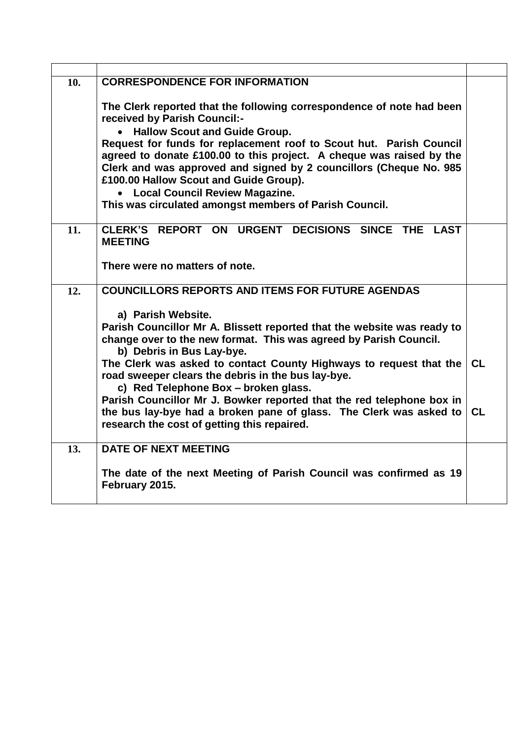| | | |
|---|---|---|
| **10.** | **CORRESPONDENCE FOR INFORMATION**<br><br>**The Clerk reported that the following correspondence of note had been received by Parish Council:-**<br>• **Hallow Scout and Guide Group.**<br>**Request for funds for replacement roof to Scout hut. Parish Council agreed to donate £100.00 to this project. A cheque was raised by the Clerk and was approved and signed by 2 councillors (Cheque No. 985 £100.00 Hallow Scout and Guide Group).**<br>• **Local Council Review Magazine.**<br>**This was circulated amongst members of Parish Council.** | |
| **11.** | **CLERK'S REPORT ON URGENT DECISIONS SINCE THE LAST MEETING**<br><br>**There were no matters of note.** | |
| **12.** | **COUNCILLORS REPORTS AND ITEMS FOR FUTURE AGENDAS**<br><br>**a) Parish Website.**<br>**Parish Councillor Mr A. Blissett reported that the website was ready to change over to the new format. This was agreed by Parish Council.**<br>**b) Debris in Bus Lay-bye.**<br>**The Clerk was asked to contact County Highways to request that the road sweeper clears the debris in the bus lay-bye.**<br>**c) Red Telephone Box – broken glass.**<br>**Parish Councillor Mr J. Bowker reported that the red telephone box in the bus lay-bye had a broken pane of glass. The Clerk was asked to research the cost of getting this repaired.** | **CL**<br><br>**CL** |
| **13.** | **DATE OF NEXT MEETING**<br><br>**The date of the next Meeting of Parish Council was confirmed as 19 February 2015.** | |